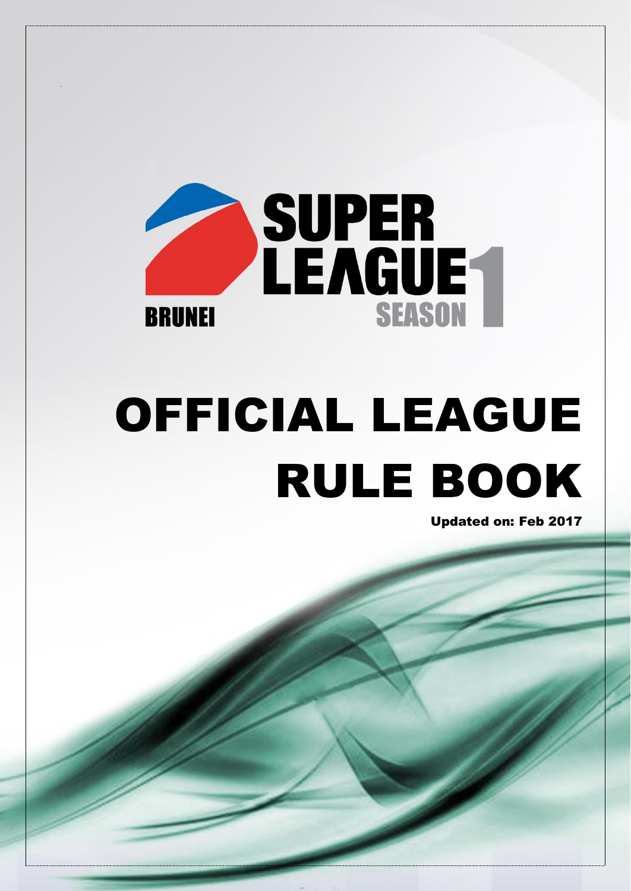SUPER LEAGUE SEASON 1

BRUNEI

# OFFICIAL LEAGUE RULE BOOK

**Updated on: Feb 2017**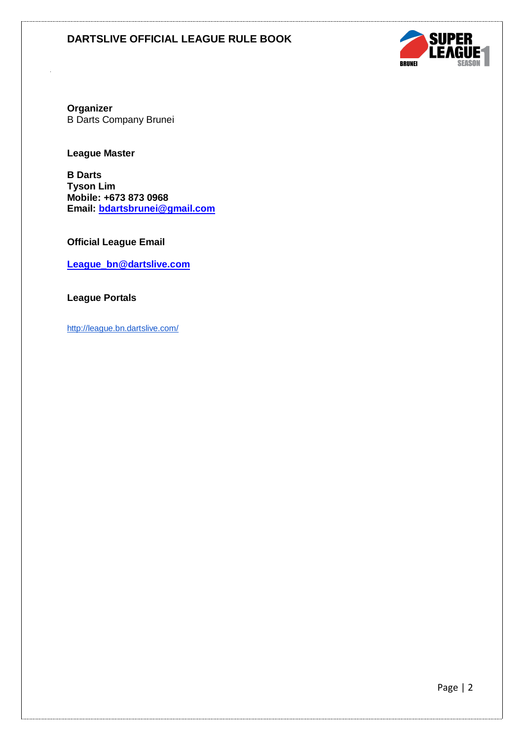**Organizer**
B Darts Company Brunei

**League Master**

**B Darts**
**Tyson Lim**
**Mobile: +673 873 0968**
**Email: bdartsbrunei@gmail.com**

**Official League Email**

**League_bn@dartslive.com**

**League Portals**

http://league.bn.dartslive.com/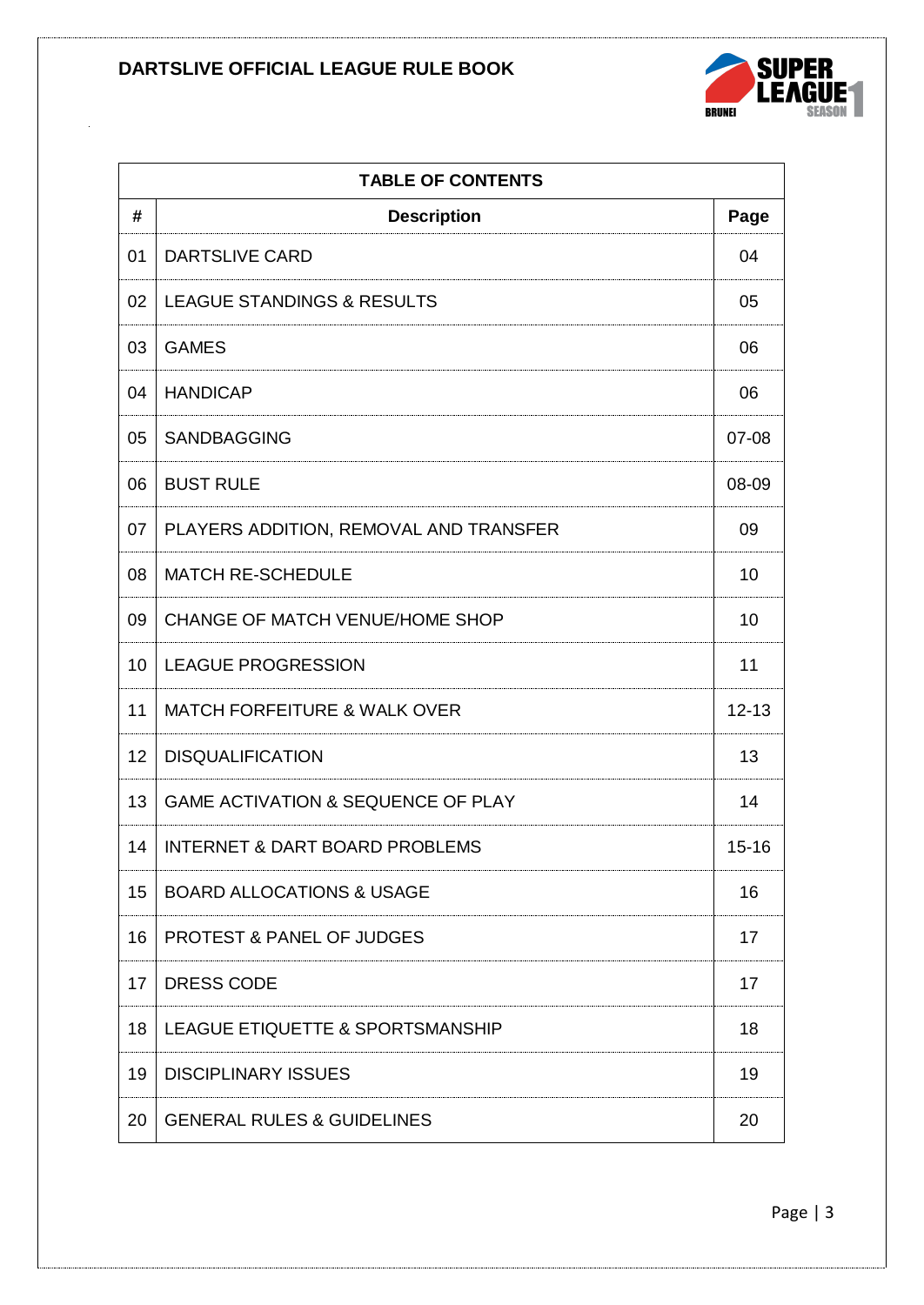| TABLE OF CONTENTS | | |
|---|---|---|
| **#** | **Description** | **Page** |
| 01 | DARTSLIVE CARD | 04 |
| 02 | LEAGUE STANDINGS & RESULTS | 05 |
| 03 | GAMES | 06 |
| 04 | HANDICAP | 06 |
| 05 | SANDBAGGING | 07-08 |
| 06 | BUST RULE | 08-09 |
| 07 | PLAYERS ADDITION, REMOVAL AND TRANSFER | 09 |
| 08 | MATCH RE-SCHEDULE | 10 |
| 09 | CHANGE OF MATCH VENUE/HOME SHOP | 10 |
| 10 | LEAGUE PROGRESSION | 11 |
| 11 | MATCH FORFEITURE & WALK OVER | 12-13 |
| 12 | DISQUALIFICATION | 13 |
| 13 | GAME ACTIVATION & SEQUENCE OF PLAY | 14 |
| 14 | INTERNET & DART BOARD PROBLEMS | 15-16 |
| 15 | BOARD ALLOCATIONS & USAGE | 16 |
| 16 | PROTEST & PANEL OF JUDGES | 17 |
| 17 | DRESS CODE | 17 |
| 18 | LEAGUE ETIQUETTE & SPORTSMANSHIP | 18 |
| 19 | DISCIPLINARY ISSUES | 19 |
| 20 | GENERAL RULES & GUIDELINES | 20 |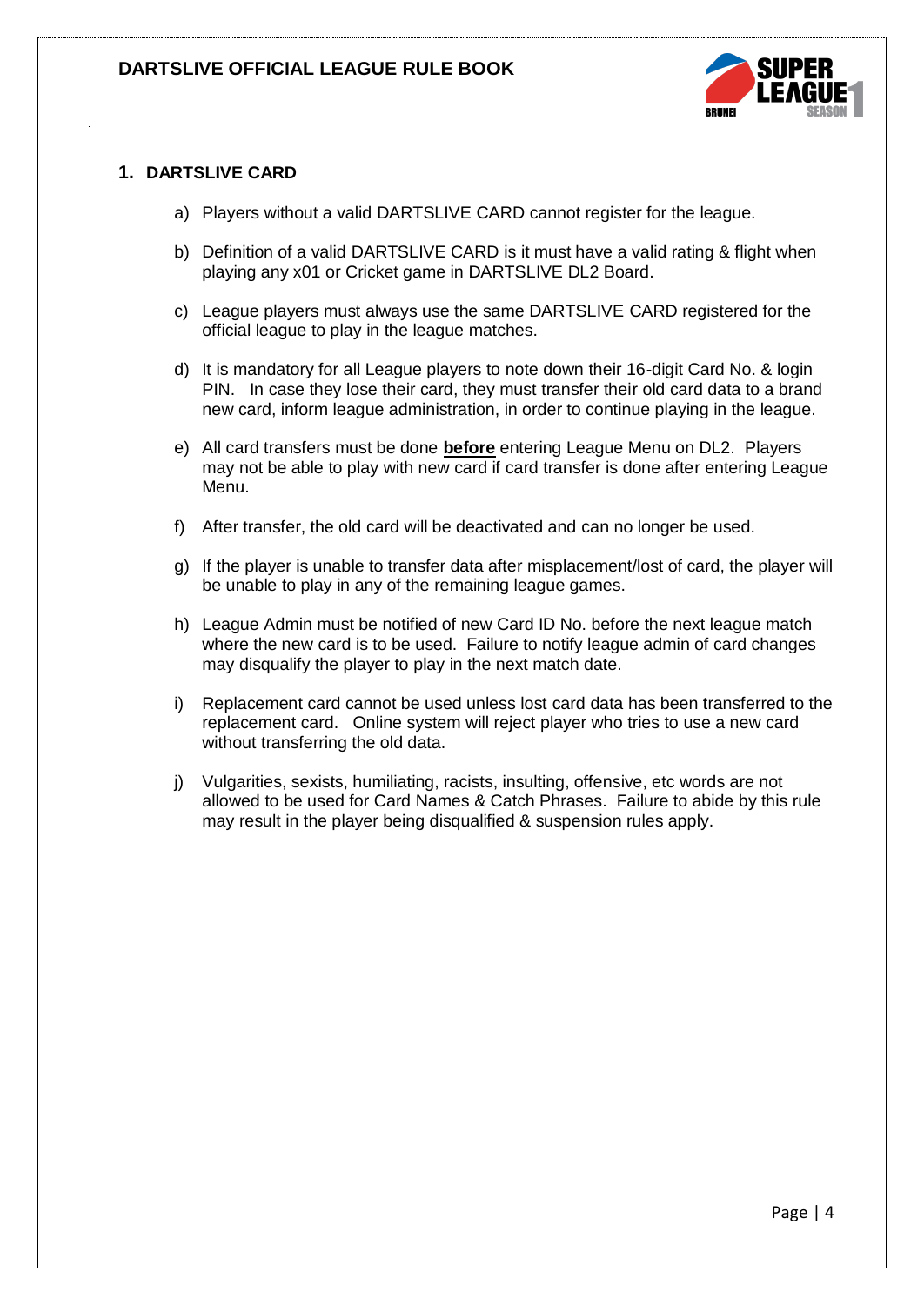## 1. DARTSLIVE CARD

a) Players without a valid DARTSLIVE CARD cannot register for the league.

b) Definition of a valid DARTSLIVE CARD is it must have a valid rating & flight when playing any x01 or Cricket game in DARTSLIVE DL2 Board.

c) League players must always use the same DARTSLIVE CARD registered for the official league to play in the league matches.

d) It is mandatory for all League players to note down their 16-digit Card No. & login PIN. In case they lose their card, they must transfer their old card data to a brand new card, inform league administration, in order to continue playing in the league.

e) All card transfers must be done **before** entering League Menu on DL2. Players may not be able to play with new card if card transfer is done after entering League Menu.

f) After transfer, the old card will be deactivated and can no longer be used.

g) If the player is unable to transfer data after misplacement/lost of card, the player will be unable to play in any of the remaining league games.

h) League Admin must be notified of new Card ID No. before the next league match where the new card is to be used. Failure to notify league admin of card changes may disqualify the player to play in the next match date.

i) Replacement card cannot be used unless lost card data has been transferred to the replacement card. Online system will reject player who tries to use a new card without transferring the old data.

j) Vulgarities, sexists, humiliating, racists, insulting, offensive, etc words are not allowed to be used for Card Names & Catch Phrases. Failure to abide by this rule may result in the player being disqualified & suspension rules apply.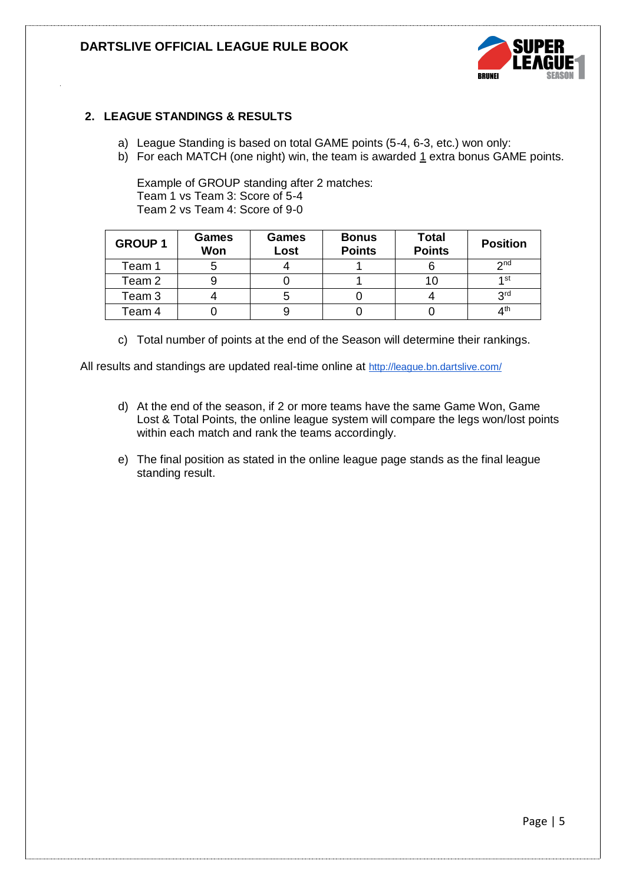## 2. LEAGUE STANDINGS & RESULTS

a) League Standing is based on total GAME points (5-4, 6-3, etc.) won only:
b) For each MATCH (one night) win, the team is awarded 1 extra bonus GAME points.

Example of GROUP standing after 2 matches:
Team 1 vs Team 3: Score of 5-4
Team 2 vs Team 4: Score of 9-0

| GROUP 1 | Games Won | Games Lost | Bonus Points | Total Points | Position |
|---|---|---|---|---|---|
| Team 1 | 5 | 4 | 1 | 6 | 2nd |
| Team 2 | 9 | 0 | 1 | 10 | 1st |
| Team 3 | 4 | 5 | 0 | 4 | 3rd |
| Team 4 | 0 | 9 | 0 | 0 | 4th |

c) Total number of points at the end of the Season will determine their rankings.

All results and standings are updated real-time online at http://league.bn.dartslive.com/

d) At the end of the season, if 2 or more teams have the same Game Won, Game Lost & Total Points, the online league system will compare the legs won/lost points within each match and rank the teams accordingly.

e) The final position as stated in the online league page stands as the final league standing result.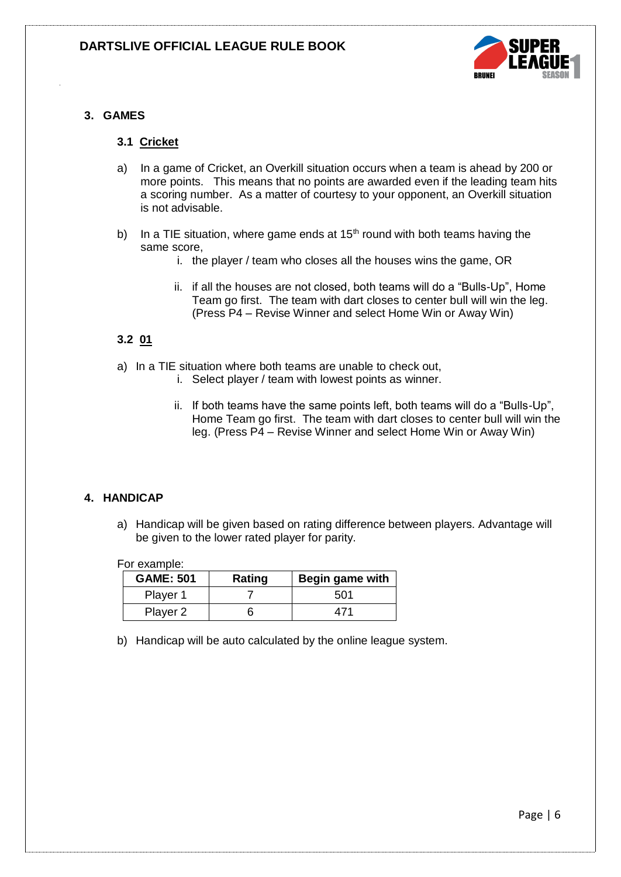## 3. GAMES

### 3.1 Cricket

a) In a game of Cricket, an Overkill situation occurs when a team is ahead by 200 or more points. This means that no points are awarded even if the leading team hits a scoring number. As a matter of courtesy to your opponent, an Overkill situation is not advisable.

b) In a TIE situation, where game ends at 15th round with both teams having the same score,

   i. the player / team who closes all the houses wins the game, OR

   ii. if all the houses are not closed, both teams will do a "Bulls-Up", Home Team go first. The team with dart closes to center bull will win the leg. (Press P4 – Revise Winner and select Home Win or Away Win)

### 3.2 01

a) In a TIE situation where both teams are unable to check out,

   i. Select player / team with lowest points as winner.

   ii. If both teams have the same points left, both teams will do a "Bulls-Up", Home Team go first. The team with dart closes to center bull will win the leg. (Press P4 – Revise Winner and select Home Win or Away Win)

## 4. HANDICAP

a) Handicap will be given based on rating difference between players. Advantage will be given to the lower rated player for parity.

For example:

| GAME: 501 | Rating | Begin game with |
|---|---|---|
| Player 1 | 7 | 501 |
| Player 2 | 6 | 471 |

b) Handicap will be auto calculated by the online league system.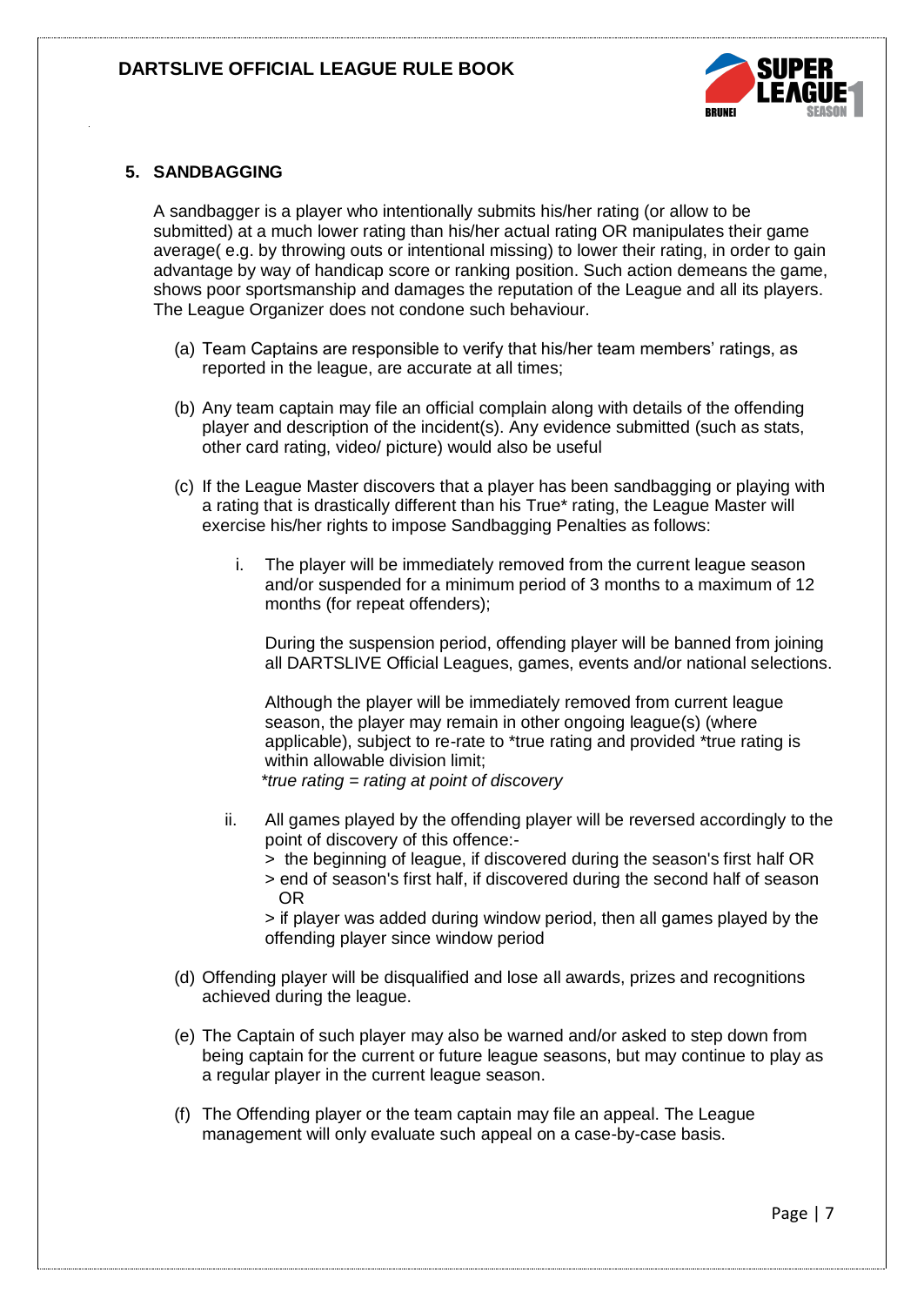## 5. SANDBAGGING

A sandbagger is a player who intentionally submits his/her rating (or allow to be submitted) at a much lower rating than his/her actual rating OR manipulates their game average( e.g. by throwing outs or intentional missing) to lower their rating, in order to gain advantage by way of handicap score or ranking position. Such action demeans the game, shows poor sportsmanship and damages the reputation of the League and all its players. The League Organizer does not condone such behaviour.

(a) Team Captains are responsible to verify that his/her team members' ratings, as reported in the league, are accurate at all times;

(b) Any team captain may file an official complain along with details of the offending player and description of the incident(s). Any evidence submitted (such as stats, other card rating, video/ picture) would also be useful

(c) If the League Master discovers that a player has been sandbagging or playing with a rating that is drastically different than his True* rating, the League Master will exercise his/her rights to impose Sandbagging Penalties as follows:

   i. The player will be immediately removed from the current league season and/or suspended for a minimum period of 3 months to a maximum of 12 months (for repeat offenders);

      During the suspension period, offending player will be banned from joining all DARTSLIVE Official Leagues, games, events and/or national selections.

      Although the player will be immediately removed from current league season, the player may remain in other ongoing league(s) (where applicable), subject to re-rate to *true rating and provided *true rating is within allowable division limit;
      *\*true rating = rating at point of discovery*

   ii. All games played by the offending player will be reversed accordingly to the point of discovery of this offence:-
      > the beginning of league, if discovered during the season's first half OR
      > end of season's first half, if discovered during the second half of season OR
      > if player was added during window period, then all games played by the offending player since window period

(d) Offending player will be disqualified and lose all awards, prizes and recognitions achieved during the league.

(e) The Captain of such player may also be warned and/or asked to step down from being captain for the current or future league seasons, but may continue to play as a regular player in the current league season.

(f) The Offending player or the team captain may file an appeal. The League management will only evaluate such appeal on a case-by-case basis.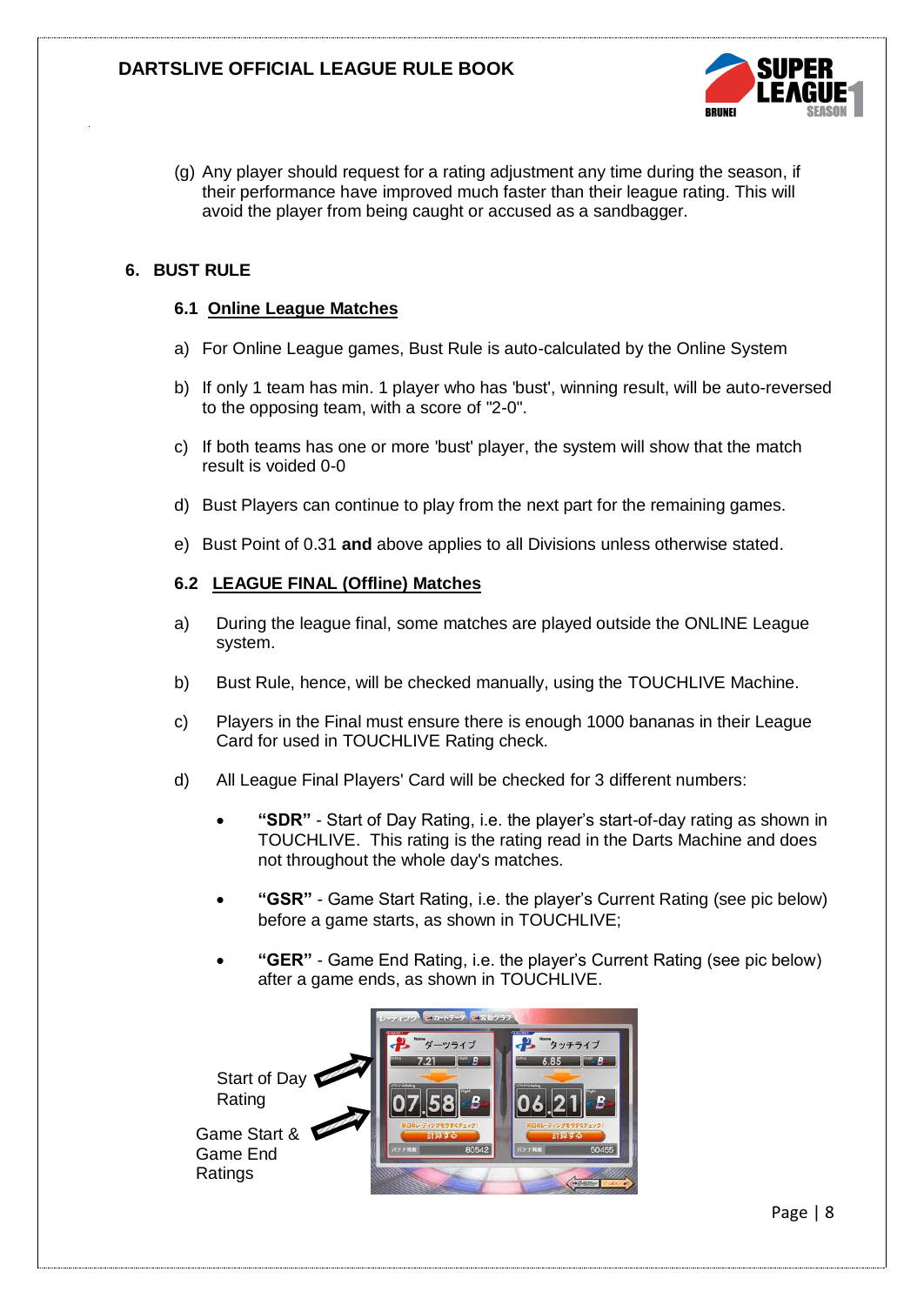(g) Any player should request for a rating adjustment any time during the season, if their performance have improved much faster than their league rating. This will avoid the player from being caught or accused as a sandbagger.

## 6. BUST RULE

### 6.1 Online League Matches

a) For Online League games, Bust Rule is auto-calculated by the Online System

b) If only 1 team has min. 1 player who has 'bust', winning result, will be auto-reversed to the opposing team, with a score of "2-0".

c) If both teams has one or more 'bust' player, the system will show that the match result is voided 0-0

d) Bust Players can continue to play from the next part for the remaining games.

e) Bust Point of 0.31 **and** above applies to all Divisions unless otherwise stated.

### 6.2 LEAGUE FINAL (Offline) Matches

a) During the league final, some matches are played outside the ONLINE League system.

b) Bust Rule, hence, will be checked manually, using the TOUCHLIVE Machine.

c) Players in the Final must ensure there is enough 1000 bananas in their League Card for used in TOUCHLIVE Rating check.

d) All League Final Players' Card will be checked for 3 different numbers:

- **"SDR"** - Start of Day Rating, i.e. the player's start-of-day rating as shown in TOUCHLIVE. This rating is the rating read in the Darts Machine and does not throughout the whole day's matches.
- **"GSR"** - Game Start Rating, i.e. the player's Current Rating (see pic below) before a game starts, as shown in TOUCHLIVE;
- **"GER"** - Game End Rating, i.e. the player's Current Rating (see pic below) after a game ends, as shown in TOUCHLIVE.

Start of Day Rating

Game Start & Game End Ratings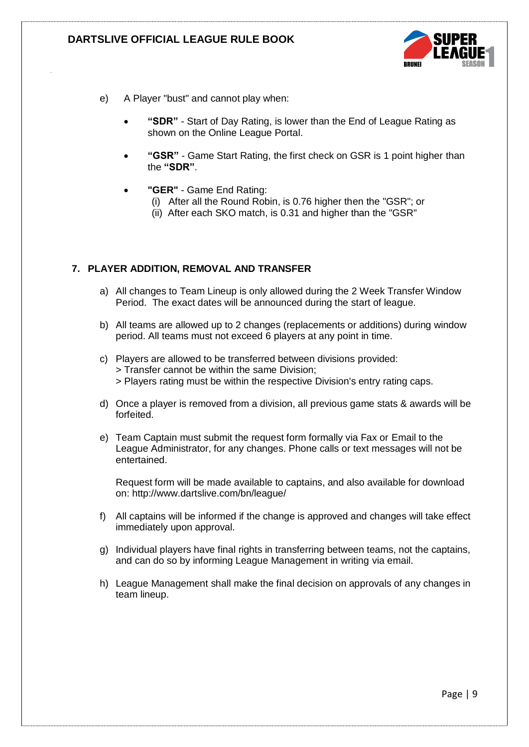e) A Player "bust" and cannot play when:

- **"SDR"** - Start of Day Rating, is lower than the End of League Rating as shown on the Online League Portal.
- **"GSR"** - Game Start Rating, the first check on GSR is 1 point higher than the **"SDR"**.
- **"GER"** - Game End Rating:
  (i) After all the Round Robin, is 0.76 higher then the "GSR"; or
  (ii) After each SKO match, is 0.31 and higher than the "GSR"

## 7. PLAYER ADDITION, REMOVAL AND TRANSFER

a) All changes to Team Lineup is only allowed during the 2 Week Transfer Window Period. The exact dates will be announced during the start of league.

b) All teams are allowed up to 2 changes (replacements or additions) during window period. All teams must not exceed 6 players at any point in time.

c) Players are allowed to be transferred between divisions provided:
> Transfer cannot be within the same Division;
> Players rating must be within the respective Division's entry rating caps.

d) Once a player is removed from a division, all previous game stats & awards will be forfeited.

e) Team Captain must submit the request form formally via Fax or Email to the League Administrator, for any changes. Phone calls or text messages will not be entertained.

Request form will be made available to captains, and also available for download on: http://www.dartslive.com/bn/league/

f) All captains will be informed if the change is approved and changes will take effect immediately upon approval.

g) Individual players have final rights in transferring between teams, not the captains, and can do so by informing League Management in writing via email.

h) League Management shall make the final decision on approvals of any changes in team lineup.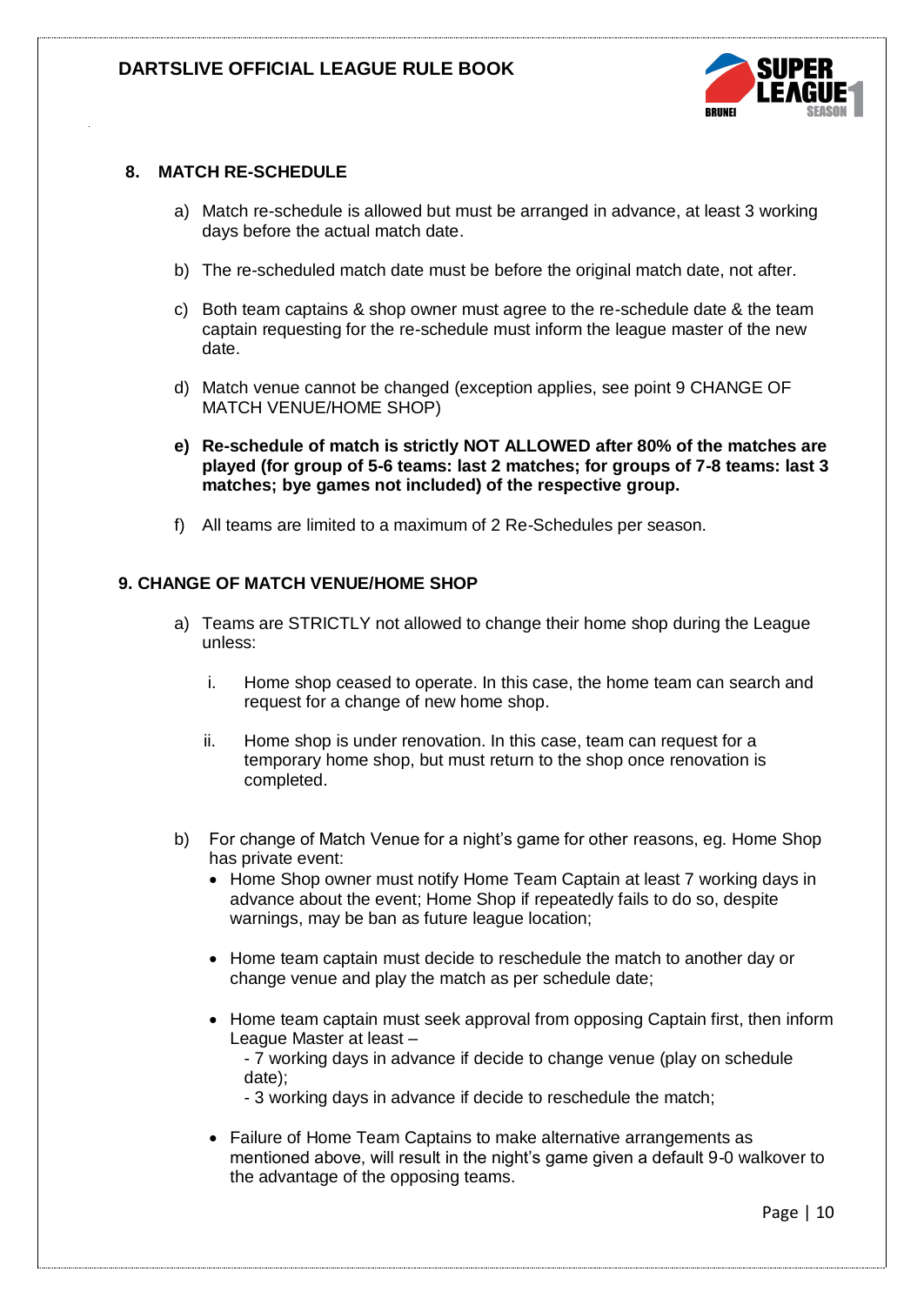## 8. MATCH RE-SCHEDULE

a) Match re-schedule is allowed but must be arranged in advance, at least 3 working days before the actual match date.

b) The re-scheduled match date must be before the original match date, not after.

c) Both team captains & shop owner must agree to the re-schedule date & the team captain requesting for the re-schedule must inform the league master of the new date.

d) Match venue cannot be changed (exception applies, see point 9 CHANGE OF MATCH VENUE/HOME SHOP)

**e) Re-schedule of match is strictly NOT ALLOWED after 80% of the matches are played (for group of 5-6 teams: last 2 matches; for groups of 7-8 teams: last 3 matches; bye games not included) of the respective group.**

f) All teams are limited to a maximum of 2 Re-Schedules per season.

## 9. CHANGE OF MATCH VENUE/HOME SHOP

a) Teams are STRICTLY not allowed to change their home shop during the League unless:

   i. Home shop ceased to operate. In this case, the home team can search and request for a change of new home shop.

   ii. Home shop is under renovation. In this case, team can request for a temporary home shop, but must return to the shop once renovation is completed.

b) For change of Match Venue for a night's game for other reasons, eg. Home Shop has private event:

- Home Shop owner must notify Home Team Captain at least 7 working days in advance about the event; Home Shop if repeatedly fails to do so, despite warnings, may be ban as future league location;
- Home team captain must decide to reschedule the match to another day or change venue and play the match as per schedule date;
- Home team captain must seek approval from opposing Captain first, then inform League Master at least –
  - 7 working days in advance if decide to change venue (play on schedule date);
  - 3 working days in advance if decide to reschedule the match;
- Failure of Home Team Captains to make alternative arrangements as mentioned above, will result in the night's game given a default 9-0 walkover to the advantage of the opposing teams.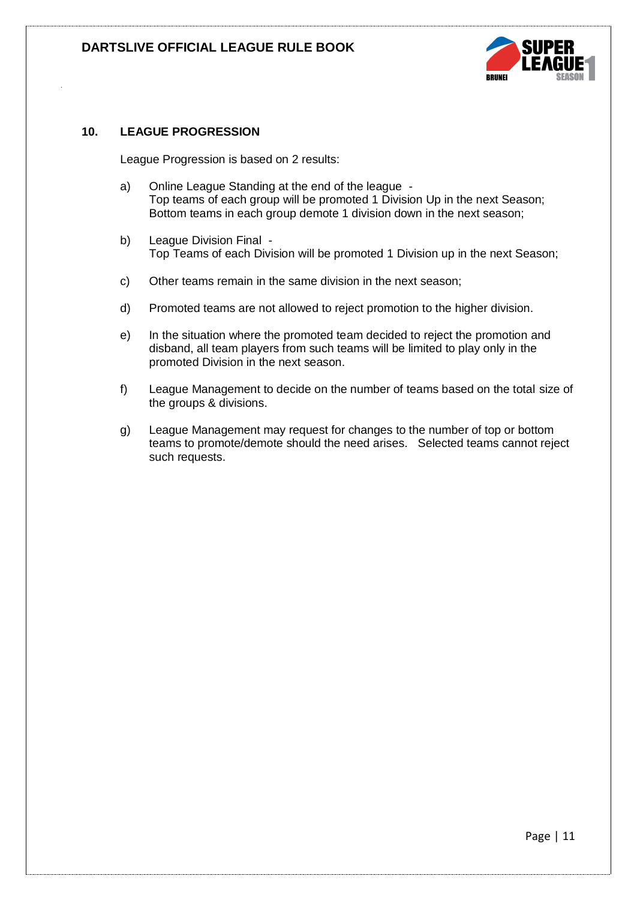## 10. LEAGUE PROGRESSION

League Progression is based on 2 results:

a) Online League Standing at the end of the league -
Top teams of each group will be promoted 1 Division Up in the next Season;
Bottom teams in each group demote 1 division down in the next season;

b) League Division Final -
Top Teams of each Division will be promoted 1 Division up in the next Season;

c) Other teams remain in the same division in the next season;

d) Promoted teams are not allowed to reject promotion to the higher division.

e) In the situation where the promoted team decided to reject the promotion and disband, all team players from such teams will be limited to play only in the promoted Division in the next season.

f) League Management to decide on the number of teams based on the total size of the groups & divisions.

g) League Management may request for changes to the number of top or bottom teams to promote/demote should the need arises. Selected teams cannot reject such requests.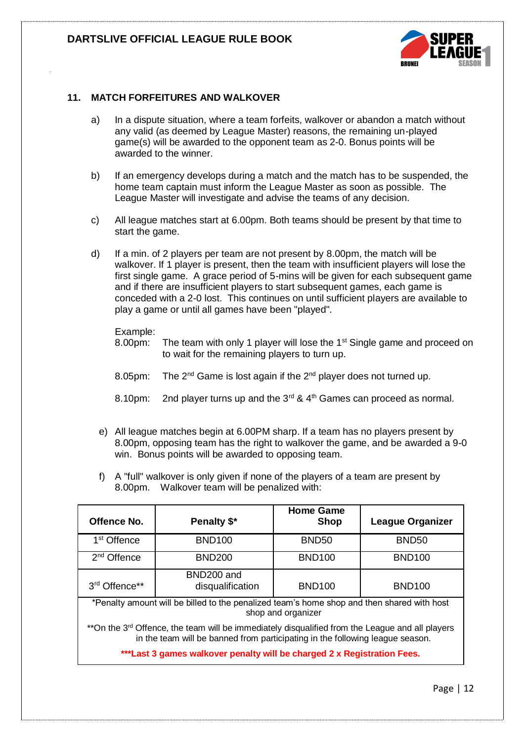## 11. MATCH FORFEITURES AND WALKOVER

a) In a dispute situation, where a team forfeits, walkover or abandon a match without any valid (as deemed by League Master) reasons, the remaining un-played game(s) will be awarded to the opponent team as 2-0. Bonus points will be awarded to the winner.

b) If an emergency develops during a match and the match has to be suspended, the home team captain must inform the League Master as soon as possible. The League Master will investigate and advise the teams of any decision.

c) All league matches start at 6.00pm. Both teams should be present by that time to start the game.

d) If a min. of 2 players per team are not present by 8.00pm, the match will be walkover. If 1 player is present, then the team with insufficient players will lose the first single game. A grace period of 5-mins will be given for each subsequent game and if there are insufficient players to start subsequent games, each game is conceded with a 2-0 lost. This continues on until sufficient players are available to play a game or until all games have been "played".

Example:

8.00pm: The team with only 1 player will lose the 1st Single game and proceed on to wait for the remaining players to turn up.

8.05pm: The 2nd Game is lost again if the 2nd player does not turned up.

8.10pm: 2nd player turns up and the 3rd & 4th Games can proceed as normal.

e) All league matches begin at 6.00PM sharp. If a team has no players present by 8.00pm, opposing team has the right to walkover the game, and be awarded a 9-0 win. Bonus points will be awarded to opposing team.

f) A "full" walkover is only given if none of the players of a team are present by 8.00pm. Walkover team will be penalized with:

| Offence No. | Penalty $* | Home Game Shop | League Organizer |
|---|---|---|---|
| 1st Offence | BND100 | BND50 | BND50 |
| 2nd Offence | BND200 | BND100 | BND100 |
| 3rd Offence** | BND200 and disqualification | BND100 | BND100 |

*Penalty amount will be billed to the penalized team's home shop and then shared with host shop and organizer

**On the 3rd Offence, the team will be immediately disqualified from the League and all players in the team will be banned from participating in the following league season.

**\*\*\*Last 3 games walkover penalty will be charged 2 x Registration Fees.**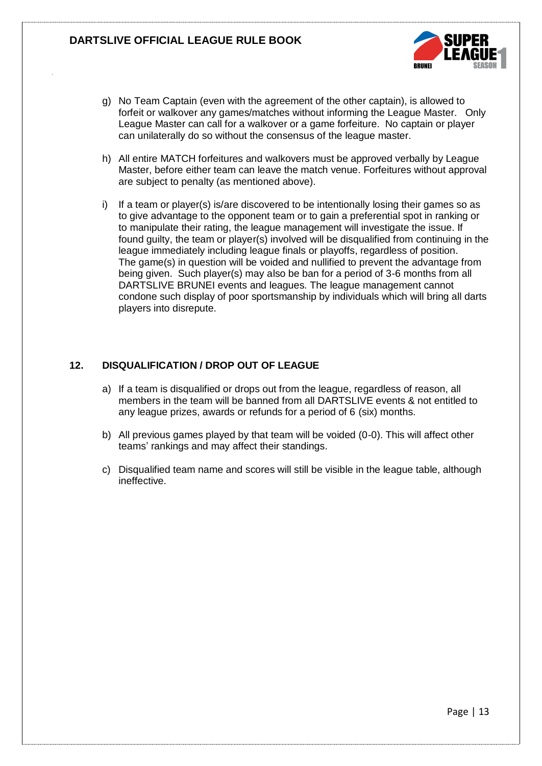g) No Team Captain (even with the agreement of the other captain), is allowed to forfeit or walkover any games/matches without informing the League Master. Only League Master can call for a walkover or a game forfeiture. No captain or player can unilaterally do so without the consensus of the league master.

h) All entire MATCH forfeitures and walkovers must be approved verbally by League Master, before either team can leave the match venue. Forfeitures without approval are subject to penalty (as mentioned above).

i) If a team or player(s) is/are discovered to be intentionally losing their games so as to give advantage to the opponent team or to gain a preferential spot in ranking or to manipulate their rating, the league management will investigate the issue. If found guilty, the team or player(s) involved will be disqualified from continuing in the league immediately including league finals or playoffs, regardless of position. The game(s) in question will be voided and nullified to prevent the advantage from being given. Such player(s) may also be ban for a period of 3-6 months from all DARTSLIVE BRUNEI events and leagues. The league management cannot condone such display of poor sportsmanship by individuals which will bring all darts players into disrepute.

## 12. DISQUALIFICATION / DROP OUT OF LEAGUE

a) If a team is disqualified or drops out from the league, regardless of reason, all members in the team will be banned from all DARTSLIVE events & not entitled to any league prizes, awards or refunds for a period of 6 (six) months.

b) All previous games played by that team will be voided (0-0). This will affect other teams' rankings and may affect their standings.

c) Disqualified team name and scores will still be visible in the league table, although ineffective.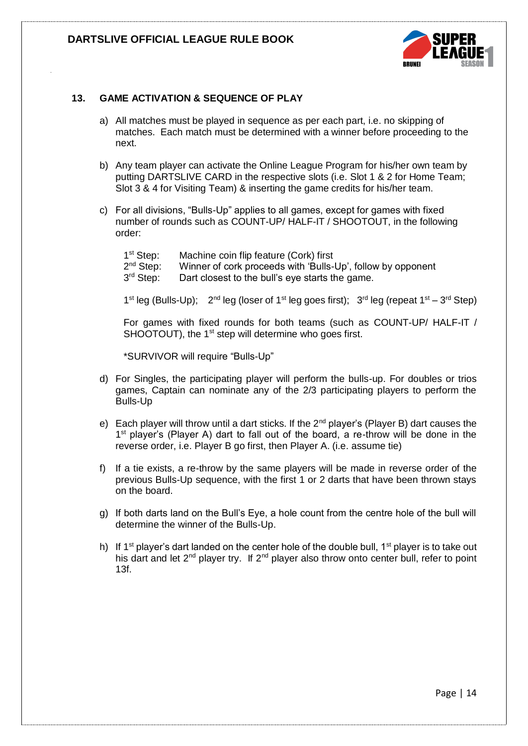## 13. GAME ACTIVATION & SEQUENCE OF PLAY

a) All matches must be played in sequence as per each part, i.e. no skipping of matches. Each match must be determined with a winner before proceeding to the next.

b) Any team player can activate the Online League Program for his/her own team by putting DARTSLIVE CARD in the respective slots (i.e. Slot 1 & 2 for Home Team; Slot 3 & 4 for Visiting Team) & inserting the game credits for his/her team.

c) For all divisions, "Bulls-Up" applies to all games, except for games with fixed number of rounds such as COUNT-UP/ HALF-IT / SHOOTOUT, in the following order:

   1st Step: Machine coin flip feature (Cork) first
   2nd Step: Winner of cork proceeds with 'Bulls-Up', follow by opponent
   3rd Step: Dart closest to the bull's eye starts the game.

   1st leg (Bulls-Up); 2nd leg (loser of 1st leg goes first); 3rd leg (repeat 1st – 3rd Step)

   For games with fixed rounds for both teams (such as COUNT-UP/ HALF-IT / SHOOTOUT), the 1st step will determine who goes first.

   *SURVIVOR will require "Bulls-Up"

d) For Singles, the participating player will perform the bulls-up. For doubles or trios games, Captain can nominate any of the 2/3 participating players to perform the Bulls-Up

e) Each player will throw until a dart sticks. If the 2nd player's (Player B) dart causes the 1st player's (Player A) dart to fall out of the board, a re-throw will be done in the reverse order, i.e. Player B go first, then Player A. (i.e. assume tie)

f) If a tie exists, a re-throw by the same players will be made in reverse order of the previous Bulls-Up sequence, with the first 1 or 2 darts that have been thrown stays on the board.

g) If both darts land on the Bull's Eye, a hole count from the centre hole of the bull will determine the winner of the Bulls-Up.

h) If 1st player's dart landed on the center hole of the double bull, 1st player is to take out his dart and let 2nd player try. If 2nd player also throw onto center bull, refer to point 13f.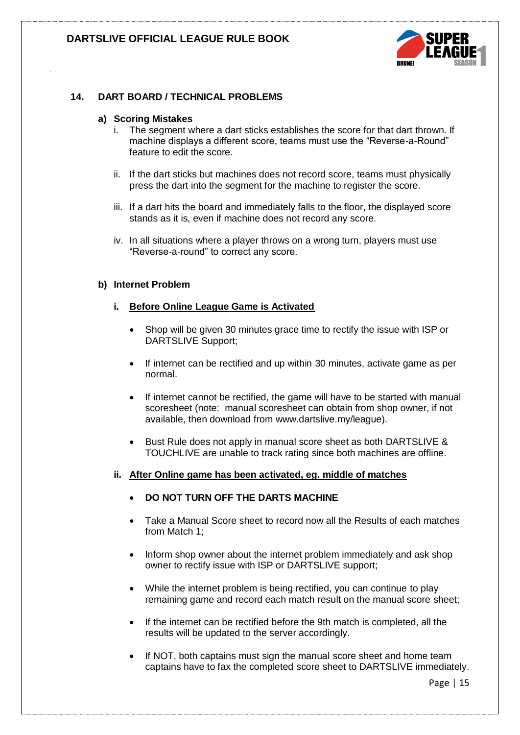## 14. DART BOARD / TECHNICAL PROBLEMS

### a) Scoring Mistakes

i. The segment where a dart sticks establishes the score for that dart thrown. If machine displays a different score, teams must use the "Reverse-a-Round" feature to edit the score.

ii. If the dart sticks but machines does not record score, teams must physically press the dart into the segment for the machine to register the score.

iii. If a dart hits the board and immediately falls to the floor, the displayed score stands as it is, even if machine does not record any score.

iv. In all situations where a player throws on a wrong turn, players must use "Reverse-a-round" to correct any score.

### b) Internet Problem

#### i. <u>Before Online League Game is Activated</u>

- Shop will be given 30 minutes grace time to rectify the issue with ISP or DARTSLIVE Support;
- If internet can be rectified and up within 30 minutes, activate game as per normal.
- If internet cannot be rectified, the game will have to be started with manual scoresheet (note: manual scoresheet can obtain from shop owner, if not available, then download from www.dartslive.my/league).
- Bust Rule does not apply in manual score sheet as both DARTSLIVE & TOUCHLIVE are unable to track rating since both machines are offline.

#### ii. <u>After Online game has been activated, eg. middle of matches</u>

- **DO NOT TURN OFF THE DARTS MACHINE**
- Take a Manual Score sheet to record now all the Results of each matches from Match 1;
- Inform shop owner about the internet problem immediately and ask shop owner to rectify issue with ISP or DARTSLIVE support;
- While the internet problem is being rectified, you can continue to play remaining game and record each match result on the manual score sheet;
- If the internet can be rectified before the 9th match is completed, all the results will be updated to the server accordingly.
- If NOT, both captains must sign the manual score sheet and home team captains have to fax the completed score sheet to DARTSLIVE immediately.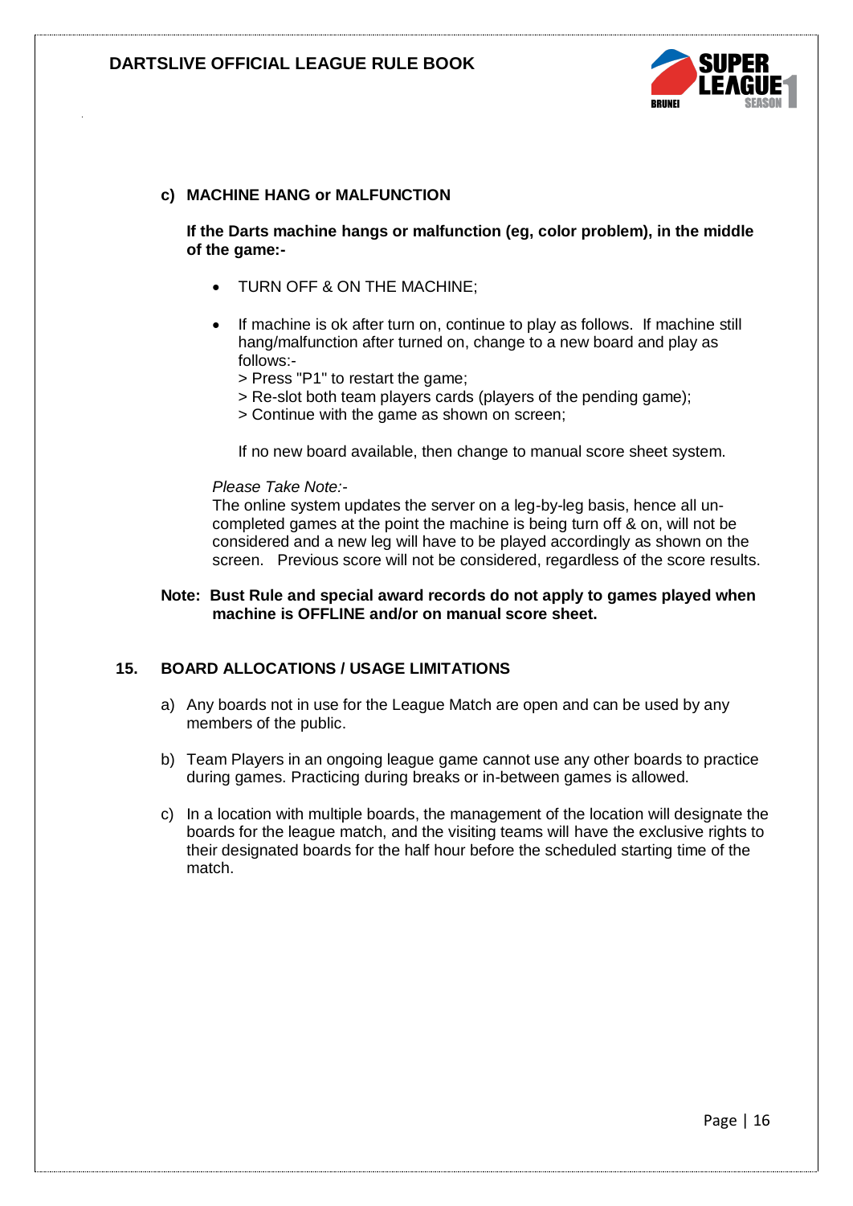**c) MACHINE HANG or MALFUNCTION**

**If the Darts machine hangs or malfunction (eg, color problem), in the middle of the game:-**

- TURN OFF & ON THE MACHINE;
- If machine is ok after turn on, continue to play as follows. If machine still hang/malfunction after turned on, change to a new board and play as follows:-
  > Press "P1" to restart the game;
  > Re-slot both team players cards (players of the pending game);
  > Continue with the game as shown on screen;

  If no new board available, then change to manual score sheet system.

*Please Take Note:-*
The online system updates the server on a leg-by-leg basis, hence all un-completed games at the point the machine is being turn off & on, will not be considered and a new leg will have to be played accordingly as shown on the screen. Previous score will not be considered, regardless of the score results.

**Note: Bust Rule and special award records do not apply to games played when machine is OFFLINE and/or on manual score sheet.**

## 15. BOARD ALLOCATIONS / USAGE LIMITATIONS

a) Any boards not in use for the League Match are open and can be used by any members of the public.

b) Team Players in an ongoing league game cannot use any other boards to practice during games. Practicing during breaks or in-between games is allowed.

c) In a location with multiple boards, the management of the location will designate the boards for the league match, and the visiting teams will have the exclusive rights to their designated boards for the half hour before the scheduled starting time of the match.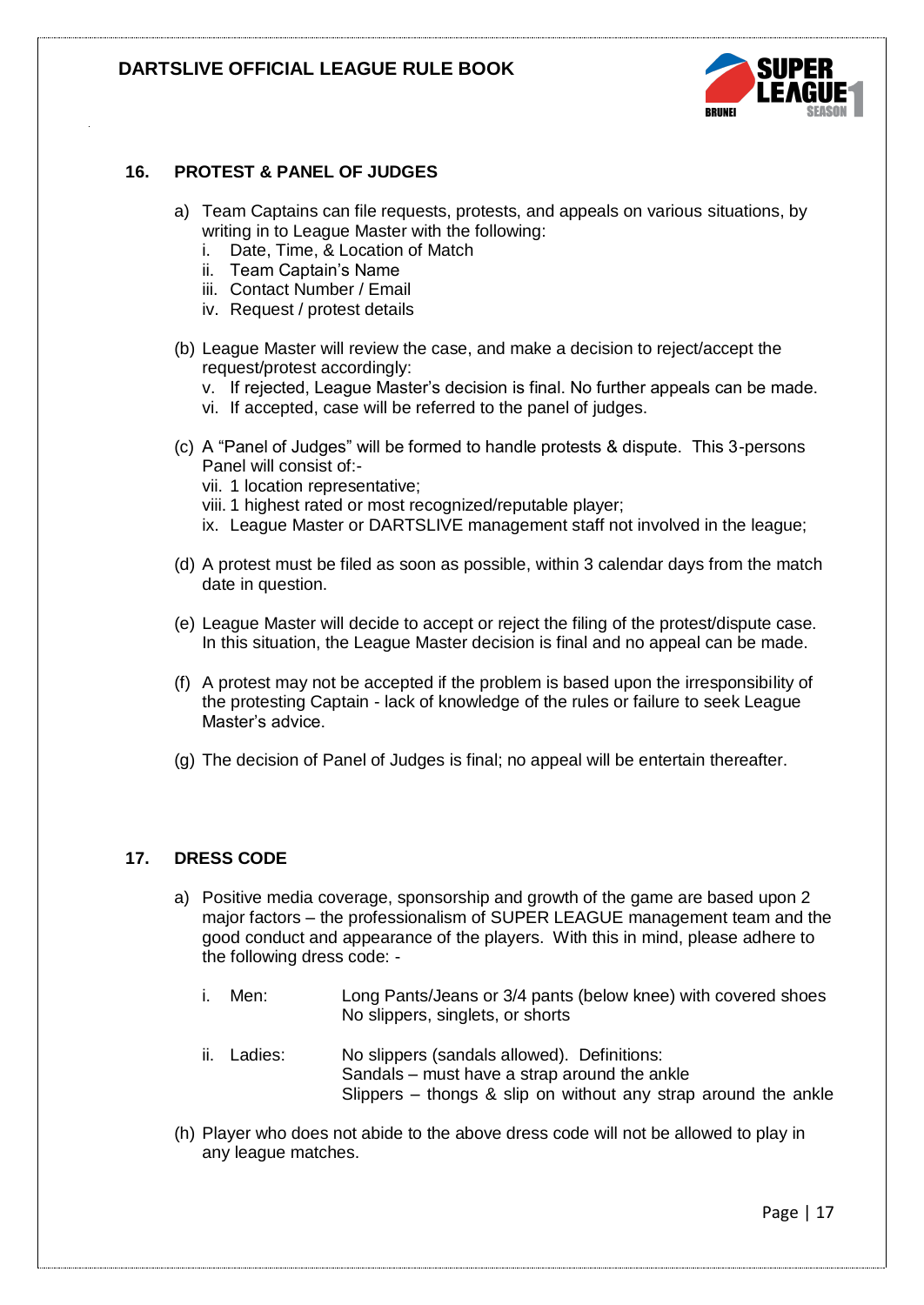## 16. PROTEST & PANEL OF JUDGES

a) Team Captains can file requests, protests, and appeals on various situations, by writing in to League Master with the following:
   i. Date, Time, & Location of Match
   ii. Team Captain's Name
   iii. Contact Number / Email
   iv. Request / protest details

(b) League Master will review the case, and make a decision to reject/accept the request/protest accordingly:
   v. If rejected, League Master's decision is final. No further appeals can be made.
   vi. If accepted, case will be referred to the panel of judges.

(c) A "Panel of Judges" will be formed to handle protests & dispute. This 3-persons Panel will consist of:-
   vii. 1 location representative;
   viii. 1 highest rated or most recognized/reputable player;
   ix. League Master or DARTSLIVE management staff not involved in the league;

(d) A protest must be filed as soon as possible, within 3 calendar days from the match date in question.

(e) League Master will decide to accept or reject the filing of the protest/dispute case. In this situation, the League Master decision is final and no appeal can be made.

(f) A protest may not be accepted if the problem is based upon the irresponsibility of the protesting Captain - lack of knowledge of the rules or failure to seek League Master's advice.

(g) The decision of Panel of Judges is final; no appeal will be entertain thereafter.

## 17. DRESS CODE

a) Positive media coverage, sponsorship and growth of the game are based upon 2 major factors – the professionalism of SUPER LEAGUE management team and the good conduct and appearance of the players. With this in mind, please adhere to the following dress code: -

   i. Men: Long Pants/Jeans or 3/4 pants (below knee) with covered shoes
      No slippers, singlets, or shorts

   ii. Ladies: No slippers (sandals allowed). Definitions:
      Sandals – must have a strap around the ankle
      Slippers – thongs & slip on without any strap around the ankle

(h) Player who does not abide to the above dress code will not be allowed to play in any league matches.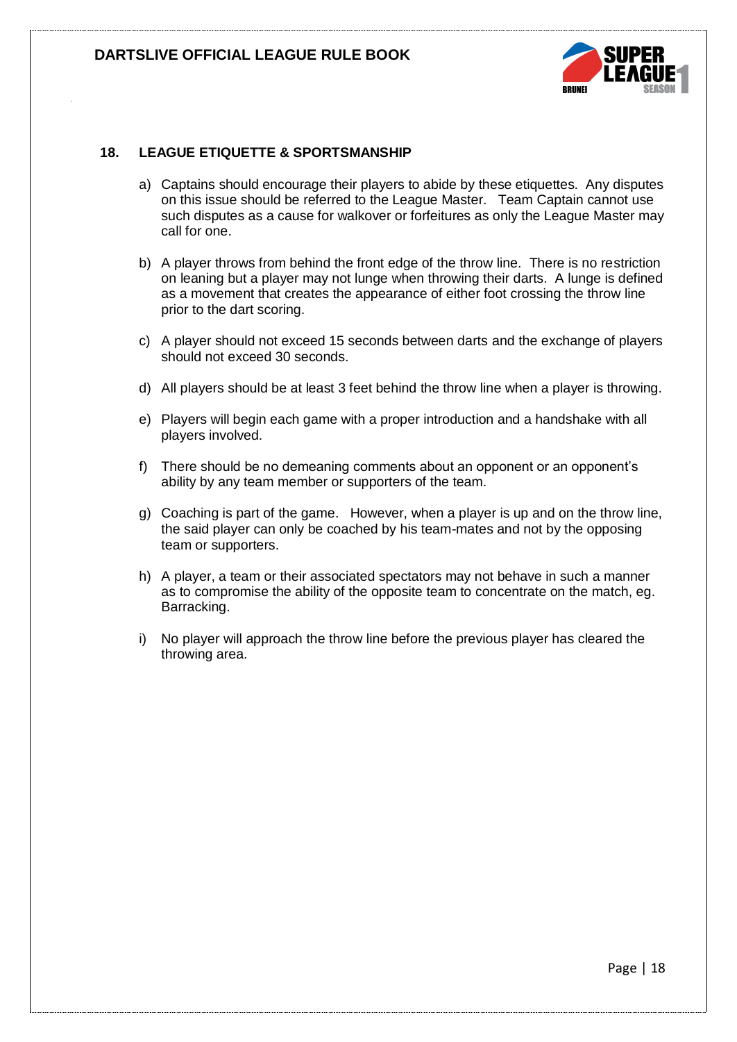## 18. LEAGUE ETIQUETTE & SPORTSMANSHIP

a) Captains should encourage their players to abide by these etiquettes. Any disputes on this issue should be referred to the League Master. Team Captain cannot use such disputes as a cause for walkover or forfeitures as only the League Master may call for one.

b) A player throws from behind the front edge of the throw line. There is no restriction on leaning but a player may not lunge when throwing their darts. A lunge is defined as a movement that creates the appearance of either foot crossing the throw line prior to the dart scoring.

c) A player should not exceed 15 seconds between darts and the exchange of players should not exceed 30 seconds.

d) All players should be at least 3 feet behind the throw line when a player is throwing.

e) Players will begin each game with a proper introduction and a handshake with all players involved.

f) There should be no demeaning comments about an opponent or an opponent's ability by any team member or supporters of the team.

g) Coaching is part of the game. However, when a player is up and on the throw line, the said player can only be coached by his team-mates and not by the opposing team or supporters.

h) A player, a team or their associated spectators may not behave in such a manner as to compromise the ability of the opposite team to concentrate on the match, eg. Barracking.

i) No player will approach the throw line before the previous player has cleared the throwing area.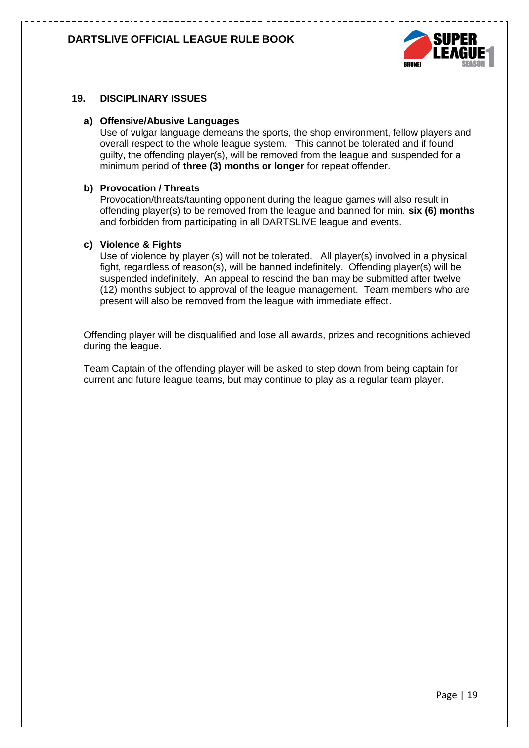## 19. DISCIPLINARY ISSUES

### a) Offensive/Abusive Languages

Use of vulgar language demeans the sports, the shop environment, fellow players and overall respect to the whole league system. This cannot be tolerated and if found guilty, the offending player(s), will be removed from the league and suspended for a minimum period of **three (3) months or longer** for repeat offender.

### b) Provocation / Threats

Provocation/threats/taunting opponent during the league games will also result in offending player(s) to be removed from the league and banned for min. **six (6) months** and forbidden from participating in all DARTSLIVE league and events.

### c) Violence & Fights

Use of violence by player (s) will not be tolerated. All player(s) involved in a physical fight, regardless of reason(s), will be banned indefinitely. Offending player(s) will be suspended indefinitely. An appeal to rescind the ban may be submitted after twelve (12) months subject to approval of the league management. Team members who are present will also be removed from the league with immediate effect.

Offending player will be disqualified and lose all awards, prizes and recognitions achieved during the league.

Team Captain of the offending player will be asked to step down from being captain for current and future league teams, but may continue to play as a regular team player.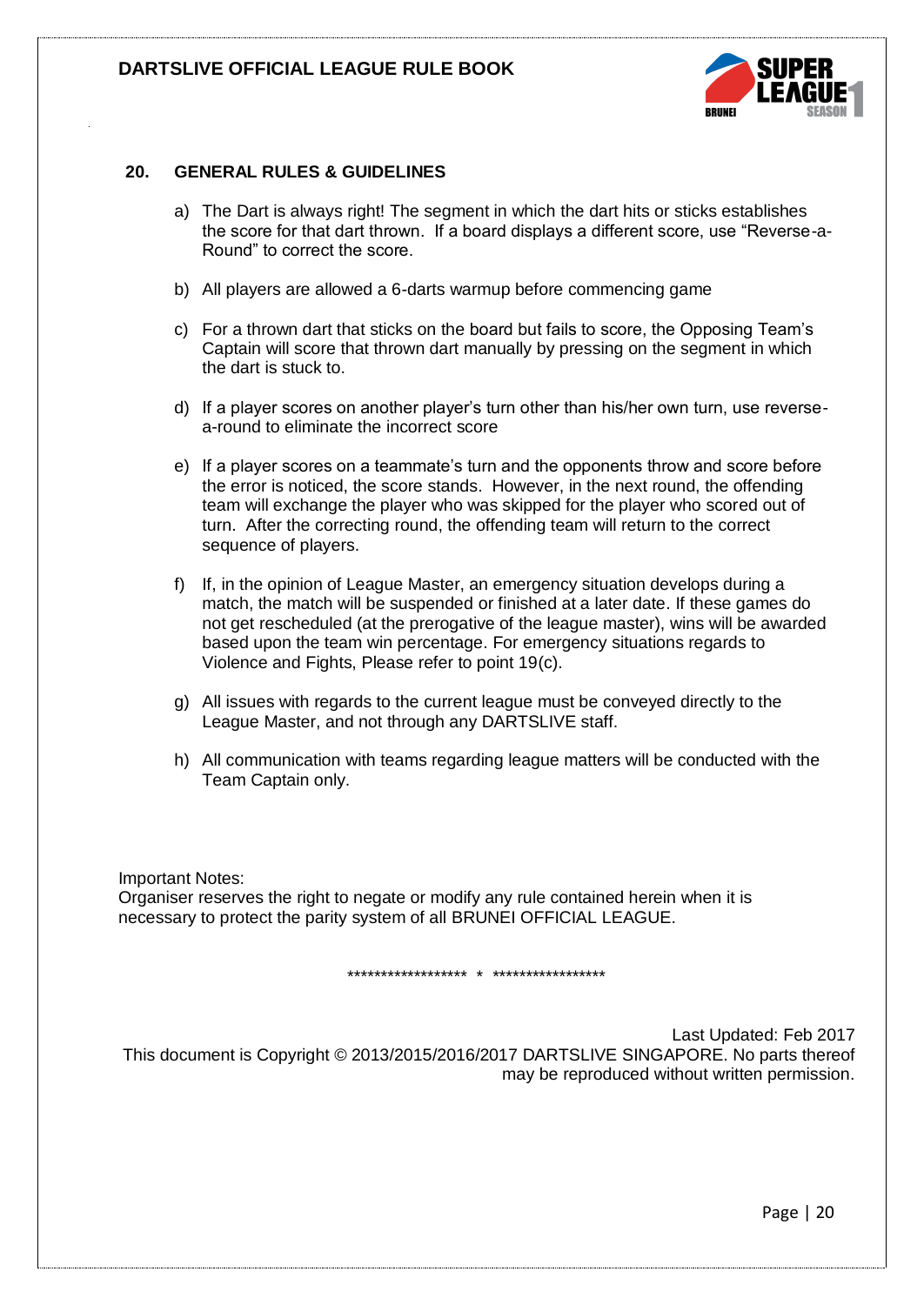## 20. GENERAL RULES & GUIDELINES

a) The Dart is always right! The segment in which the dart hits or sticks establishes the score for that dart thrown. If a board displays a different score, use "Reverse-a-Round" to correct the score.

b) All players are allowed a 6-darts warmup before commencing game

c) For a thrown dart that sticks on the board but fails to score, the Opposing Team's Captain will score that thrown dart manually by pressing on the segment in which the dart is stuck to.

d) If a player scores on another player's turn other than his/her own turn, use reverse-a-round to eliminate the incorrect score

e) If a player scores on a teammate's turn and the opponents throw and score before the error is noticed, the score stands. However, in the next round, the offending team will exchange the player who was skipped for the player who scored out of turn. After the correcting round, the offending team will return to the correct sequence of players.

f) If, in the opinion of League Master, an emergency situation develops during a match, the match will be suspended or finished at a later date. If these games do not get rescheduled (at the prerogative of the league master), wins will be awarded based upon the team win percentage. For emergency situations regards to Violence and Fights, Please refer to point 19(c).

g) All issues with regards to the current league must be conveyed directly to the League Master, and not through any DARTSLIVE staff.

h) All communication with teams regarding league matters will be conducted with the Team Captain only.

Important Notes:
Organiser reserves the right to negate or modify any rule contained herein when it is necessary to protect the parity system of all BRUNEI OFFICIAL LEAGUE.

****************** * *****************

Last Updated: Feb 2017

This document is Copyright © 2013/2015/2016/2017 DARTSLIVE SINGAPORE. No parts thereof may be reproduced without written permission.